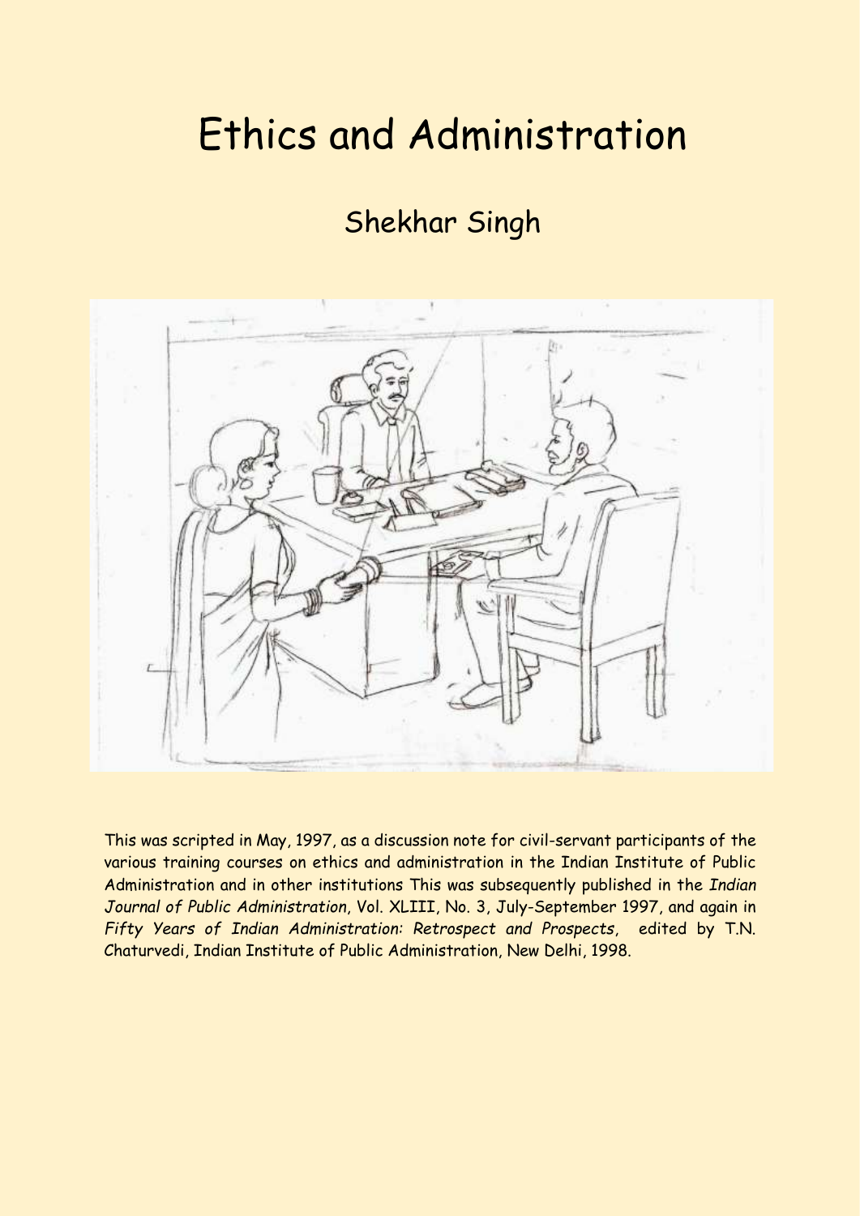# Ethics and Administration

## Shekhar Singh

This was scripted in May, 1997, as a discussion note for civil-servant participants of the various training courses on ethics and administration in the Indian Institute of Public Administration and in other institutions This was subsequently published in the *Indian Journal of Public Administration*, Vol. XLIII, No. 3, July-September 1997, and again in *Fifty Years of Indian Administration: Retrospect and Prospects*, edited by T.N. Chaturvedi, Indian Institute of Public Administration, New Delhi, 1998.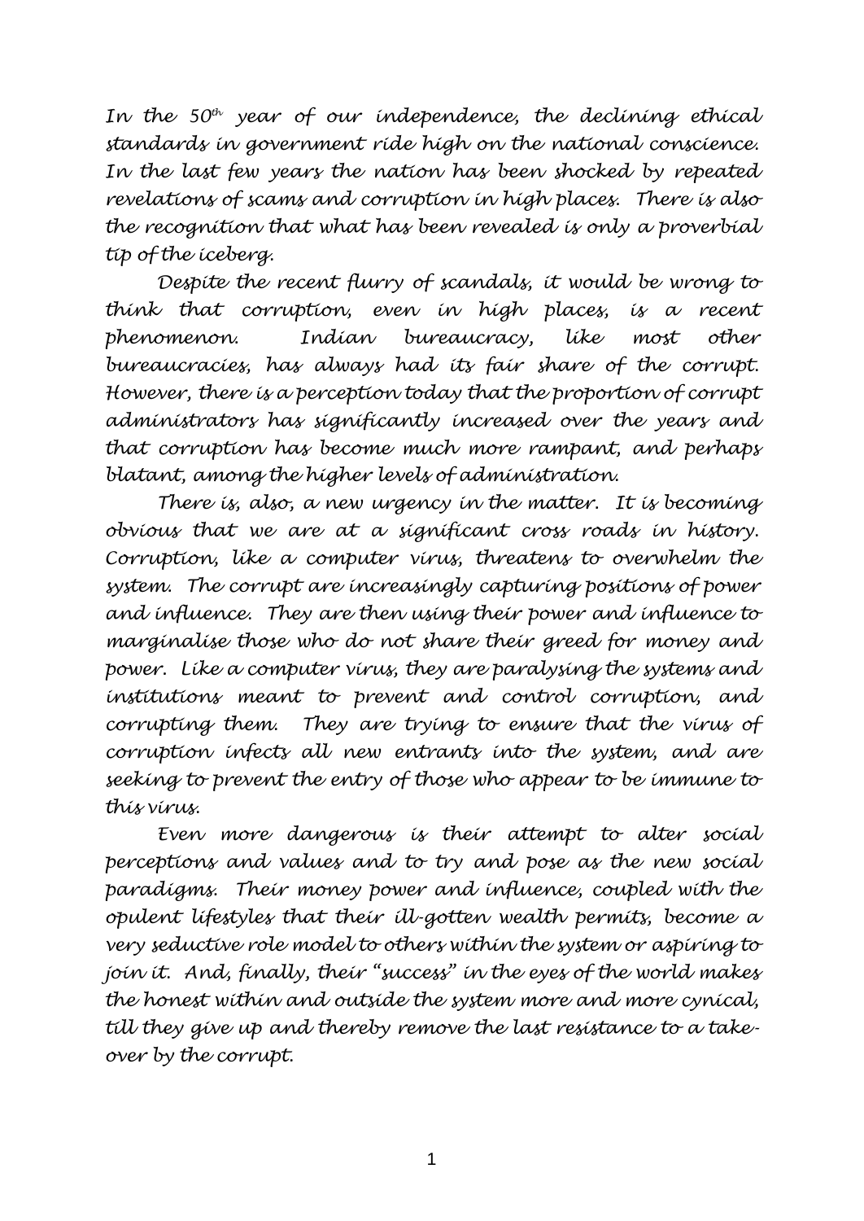*In the 50th year of our independence, the declining ethical standards in government ride high on the national conscience. In the last few years the nation has been shocked by repeated revelations of scams and corruption in high places. There is also the recognition that what has been revealed is only a proverbial tip of the iceberg.*

*Despite the recent flurry of scandals, it would be wrong to think that corruption, even in high places, is a recent phenomenon. Indian bureaucracy, like most other bureaucracies, has always had its fair share of the corrupt. However, there is a perception today that the proportion of corrupt administrators has significantly increased over the years and that corruption has become much more rampant, and perhaps blatant, among the higher levels of administration.*

*There is, also, a new urgency in the matter. It is becoming obvious that we are at a significant cross roads in history. Corruption, like a computer virus, threatens to overwhelm the system. The corrupt are increasingly capturing positions of power and influence. They are then using their power and influence to marginalise those who do not share their greed for money and power. Like a computer virus, they are paralysing the systems and institutions meant to prevent and control corruption, and corrupting them. They are trying to ensure that the virus of corruption infects all new entrants into the system, and are seeking to prevent the entry of those who appear to be immune to this virus.*

*Even more dangerous is their attempt to alter social perceptions and values and to try and pose as the new social paradigms. Their money power and influence, coupled with the opulent lifestyles that their ill-gotten wealth permits, become a very seductive role model to others within the system or aspiring to join it. And, finally, their "success" in the eyes of the world makes the honest within and outside the system more and more cynical, till they give up and thereby remove the last resistance to a take-over by the corrupt.*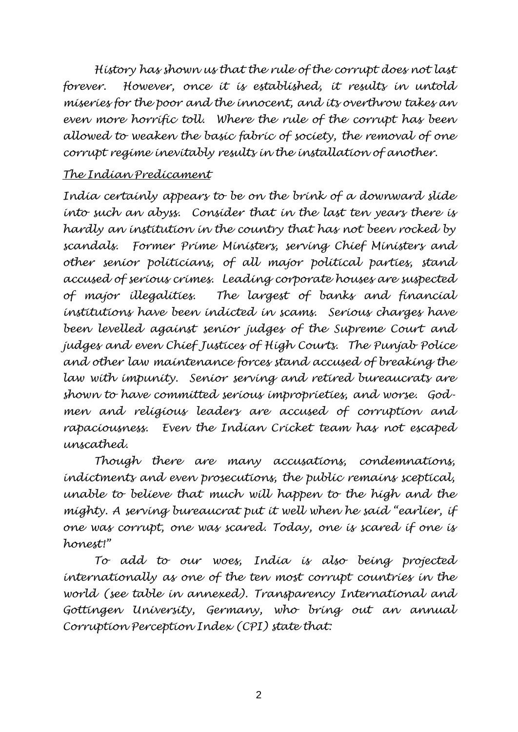History has shown us that the rule of the corrupt does not last forever. However, once it is established, it results in untold miseries for the poor and the innocent, and its overthrow takes an even more horrific toll. Where the rule of the corrupt has been allowed to weaken the basic fabric of society, the removal of one corrupt regime inevitably results in the installation of another.

*The Indian Predicament*

India certainly appears to be on the brink of a downward slide into such an abyss. Consider that in the last ten years there is hardly an institution in the country that has not been rocked by scandals. Former Prime Ministers, serving Chief Ministers and other senior politicians, of all major political parties, stand accused of serious crimes. Leading corporate houses are suspected of major illegalities. The largest of banks and financial institutions have been indicted in scams. Serious charges have been levelled against senior judges of the Supreme Court and judges and even Chief Justices of High Courts. The Punjab Police and other law maintenance forces stand accused of breaking the law with impunity. Senior serving and retired bureaucrats are shown to have committed serious improprieties, and worse. God-men and religious leaders are accused of corruption and rapaciousness. Even the Indian Cricket team has not escaped unscathed.

Though there are many accusations, condemnations, indictments and even prosecutions, the public remains sceptical, unable to believe that much will happen to the high and the mighty. A serving bureaucrat put it well when he said "earlier, if one was corrupt, one was scared. Today, one is scared if one is honest!"

To add to our woes, India is also being projected internationally as one of the ten most corrupt countries in the world (see table in annexed). Transparency International and Gottingen University, Germany, who bring out an annual Corruption Perception Index (CPI) state that: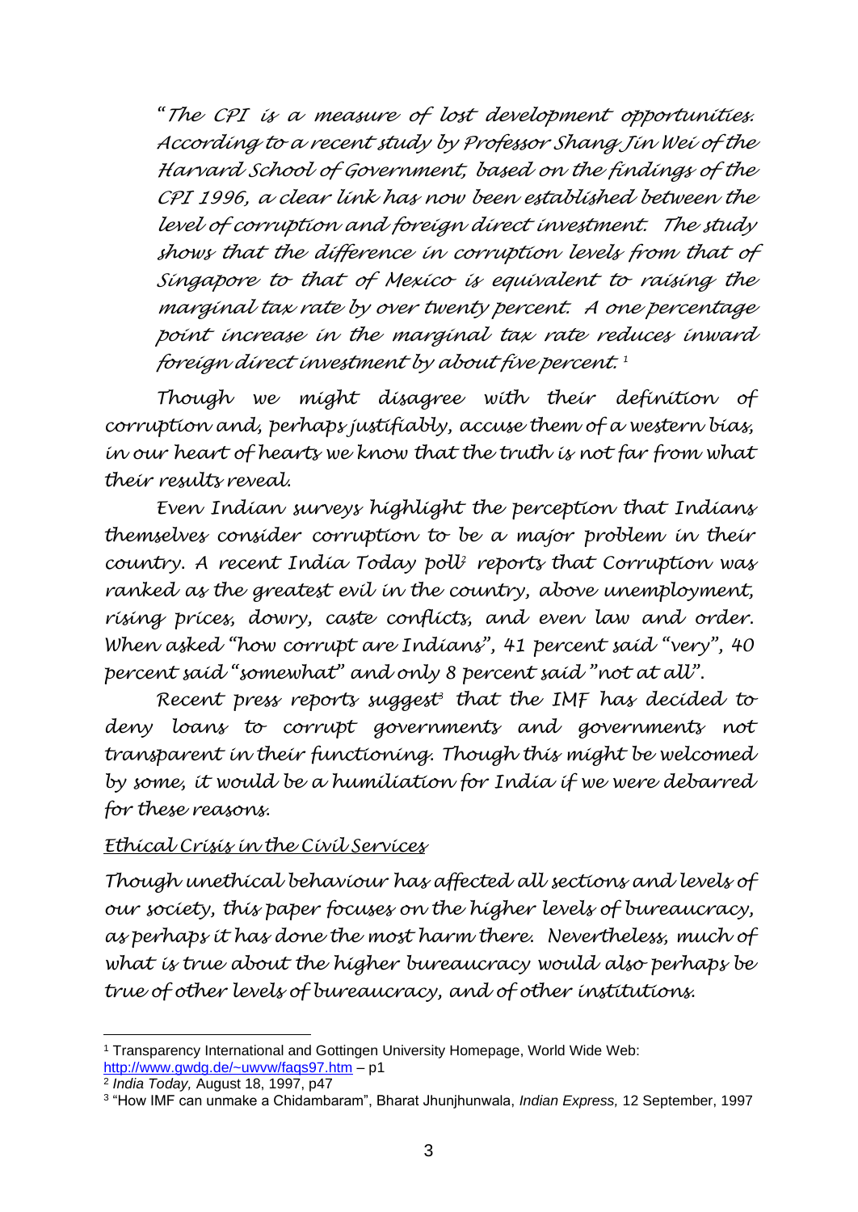*"The CPI is a measure of lost development opportunities. According to a recent study by Professor Shang Jin Wei of the Harvard School of Government, based on the findings of the CPI 1996, a clear link has now been established between the level of corruption and foreign direct investment. The study shows that the difference in corruption levels from that of Singapore to that of Mexico is equivalent to raising the marginal tax rate by over twenty percent. A one percentage point increase in the marginal tax rate reduces inward foreign direct investment by about five percent.* [1]

*Though we might disagree with their definition of corruption and, perhaps justifiably, accuse them of a western bias, in our heart of hearts we know that the truth is not far from what their results reveal.*

*Even Indian surveys highlight the perception that Indians themselves consider corruption to be a major problem in their country. A recent India Today poll*[2] *reports that Corruption was ranked as the greatest evil in the country, above unemployment, rising prices, dowry, caste conflicts, and even law and order. When asked "how corrupt are Indians", 41 percent said "very", 40 percent said "somewhat" and only 8 percent said "not at all".*

*Recent press reports suggest*[3] *that the IMF has decided to deny loans to corrupt governments and governments not transparent in their functioning. Though this might be welcomed by some, it would be a humiliation for India if we were debarred for these reasons.*

*Ethical Crisis in the Civil Services*

*Though unethical behaviour has affected all sections and levels of our society, this paper focuses on the higher levels of bureaucracy, as perhaps it has done the most harm there. Nevertheless, much of what is true about the higher bureaucracy would also perhaps be true of other levels of bureaucracy, and of other institutions.*

---

[1] Transparency International and Gottingen University Homepage, World Wide Web: http://www.gwdg.de/~uwvw/faqs97.htm – p1

[2] *India Today,* August 18, 1997, p47

[3] "How IMF can unmake a Chidambaram", Bharat Jhunjhunwala, *Indian Express,* 12 September, 1997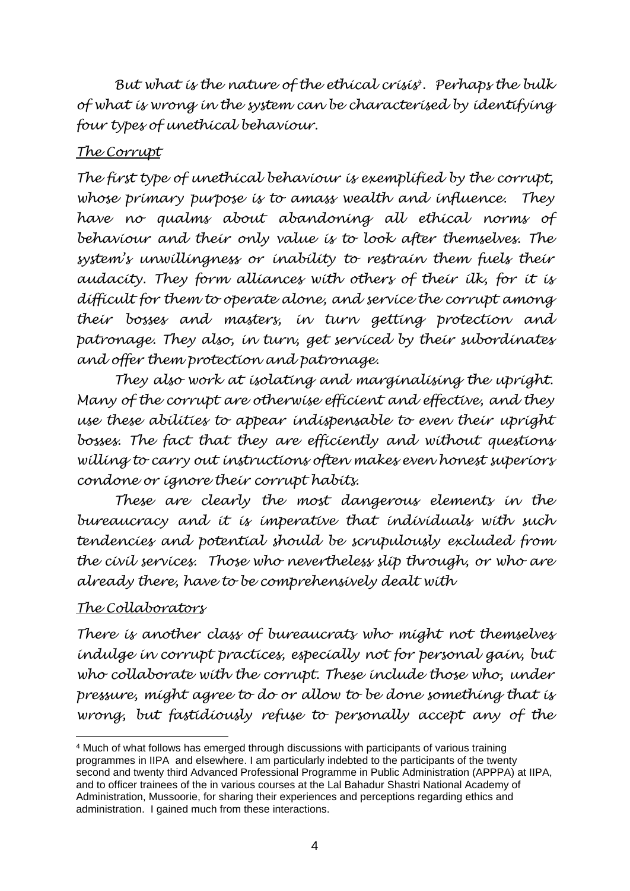*But what is the nature of the ethical crisis*[4]*. Perhaps the bulk of what is wrong in the system can be characterised by identifying four types of unethical behaviour.*

*The Corrupt*

*The first type of unethical behaviour is exemplified by the corrupt, whose primary purpose is to amass wealth and influence. They have no qualms about abandoning all ethical norms of behaviour and their only value is to look after themselves. The system's unwillingness or inability to restrain them fuels their audacity. They form alliances with others of their ilk, for it is difficult for them to operate alone, and service the corrupt among their bosses and masters, in turn getting protection and patronage. They also, in turn, get serviced by their subordinates and offer them protection and patronage.*

*They also work at isolating and marginalising the upright. Many of the corrupt are otherwise efficient and effective, and they use these abilities to appear indispensable to even their upright bosses. The fact that they are efficiently and without questions willing to carry out instructions often makes even honest superiors condone or ignore their corrupt habits.*

*These are clearly the most dangerous elements in the bureaucracy and it is imperative that individuals with such tendencies and potential should be scrupulously excluded from the civil services. Those who nevertheless slip through, or who are already there, have to be comprehensively dealt with*

*The Collaborators*

*There is another class of bureaucrats who might not themselves indulge in corrupt practices, especially not for personal gain, but who collaborate with the corrupt. These include those who, under pressure, might agree to do or allow to be done something that is wrong, but fastidiously refuse to personally accept any of the*

---

[4] Much of what follows has emerged through discussions with participants of various training programmes in IIPA and elsewhere. I am particularly indebted to the participants of the twenty second and twenty third Advanced Professional Programme in Public Administration (APPPA) at IIPA, and to officer trainees of the in various courses at the Lal Bahadur Shastri National Academy of Administration, Mussoorie, for sharing their experiences and perceptions regarding ethics and administration. I gained much from these interactions.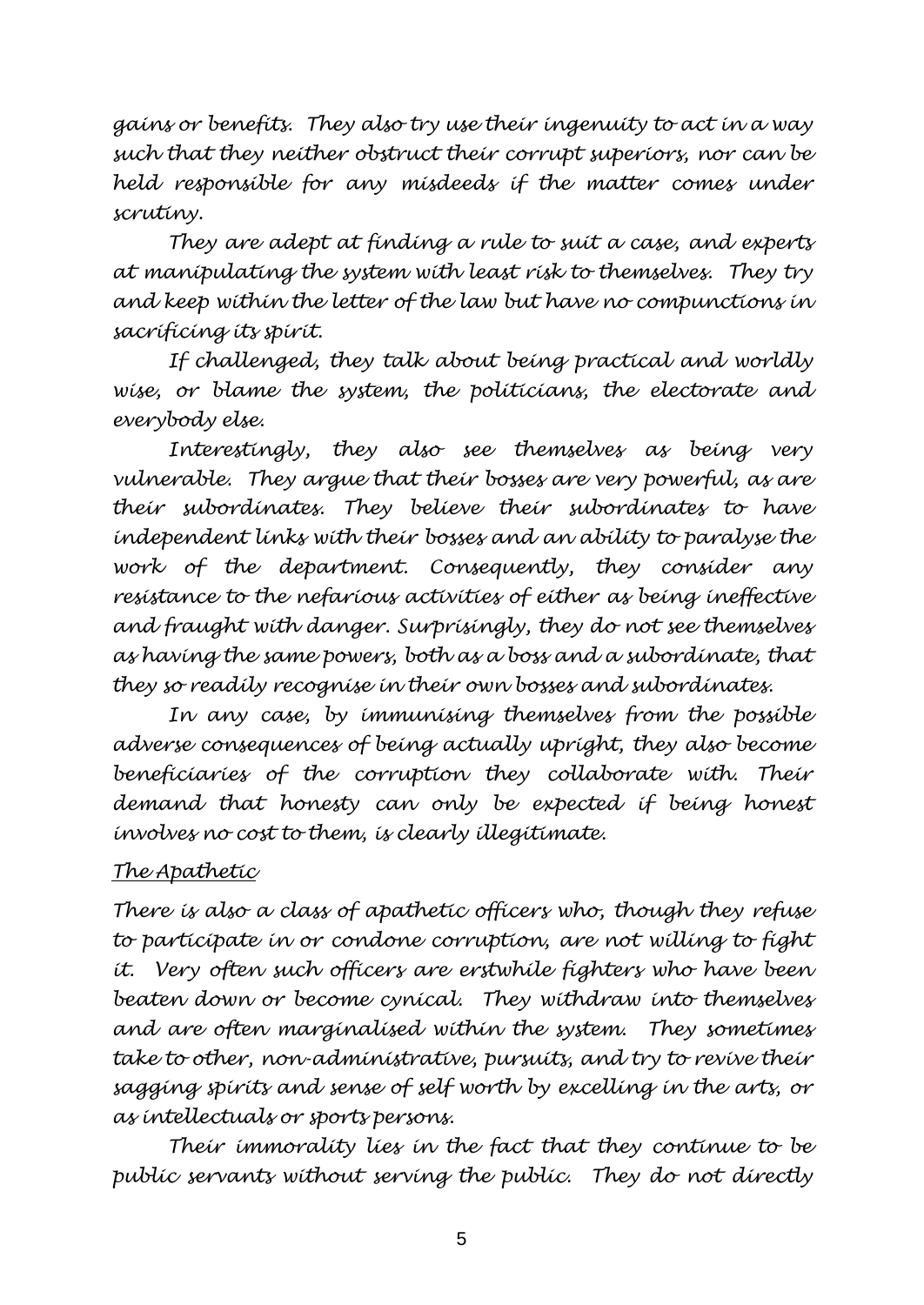*gains or benefits. They also try use their ingenuity to act in a way such that they neither obstruct their corrupt superiors, nor can be held responsible for any misdeeds if the matter comes under scrutiny.*

*They are adept at finding a rule to suit a case, and experts at manipulating the system with least risk to themselves. They try and keep within the letter of the law but have no compunctions in sacrificing its spirit.*

*If challenged, they talk about being practical and worldly wise, or blame the system, the politicians, the electorate and everybody else.*

*Interestingly, they also see themselves as being very vulnerable. They argue that their bosses are very powerful, as are their subordinates. They believe their subordinates to have independent links with their bosses and an ability to paralyse the work of the department. Consequently, they consider any resistance to the nefarious activities of either as being ineffective and fraught with danger. Surprisingly, they do not see themselves as having the same powers, both as a boss and a subordinate, that they so readily recognise in their own bosses and subordinates.*

*In any case, by immunising themselves from the possible adverse consequences of being actually upright, they also become beneficiaries of the corruption they collaborate with. Their demand that honesty can only be expected if being honest involves no cost to them, is clearly illegitimate.*

*<u>The Apathetic</u>*

*There is also a class of apathetic officers who, though they refuse to participate in or condone corruption, are not willing to fight it. Very often such officers are erstwhile fighters who have been beaten down or become cynical. They withdraw into themselves and are often marginalised within the system. They sometimes take to other, non-administrative, pursuits, and try to revive their sagging spirits and sense of self worth by excelling in the arts, or as intellectuals or sports persons.*

*Their immorality lies in the fact that they continue to be public servants without serving the public. They do not directly*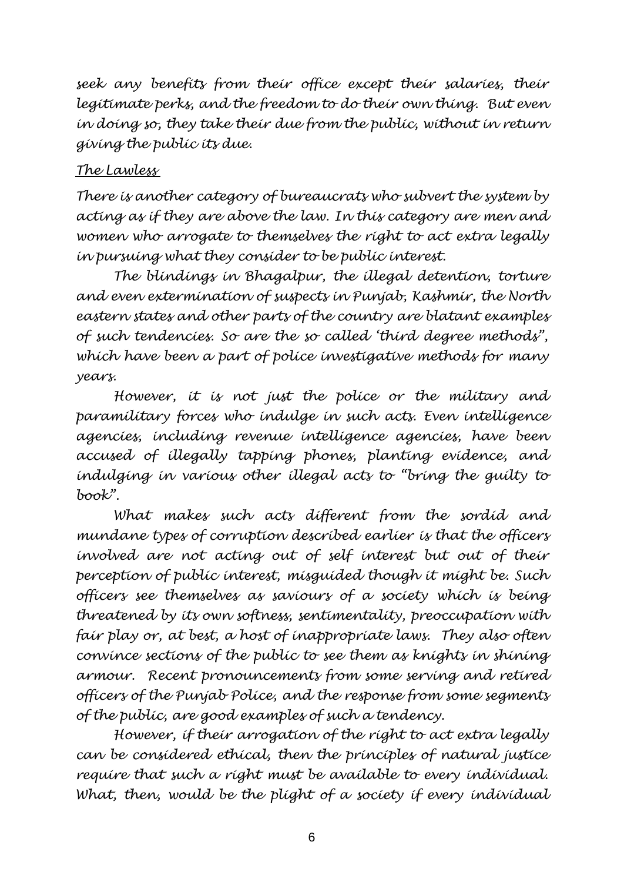*seek any benefits from their office except their salaries, their legitimate perks, and the freedom to do their own thing. But even in doing so, they take their due from the public, without in return giving the public its due.*

*The Lawless*

*There is another category of bureaucrats who subvert the system by acting as if they are above the law. In this category are men and women who arrogate to themselves the right to act extra legally in pursuing what they consider to be public interest.*

*The blindings in Bhagalpur, the illegal detention, torture and even extermination of suspects in Punjab, Kashmir, the North eastern states and other parts of the country are blatant examples of such tendencies. So are the so called 'third degree methods", which have been a part of police investigative methods for many years.*

*However, it is not just the police or the military and paramilitary forces who indulge in such acts. Even intelligence agencies, including revenue intelligence agencies, have been accused of illegally tapping phones, planting evidence, and indulging in various other illegal acts to "bring the guilty to book".*

*What makes such acts different from the sordid and mundane types of corruption described earlier is that the officers involved are not acting out of self interest but out of their perception of public interest, misguided though it might be. Such officers see themselves as saviours of a society which is being threatened by its own softness, sentimentality, preoccupation with fair play or, at best, a host of inappropriate laws. They also often convince sections of the public to see them as knights in shining armour. Recent pronouncements from some serving and retired officers of the Punjab Police, and the response from some segments of the public, are good examples of such a tendency.*

*However, if their arrogation of the right to act extra legally can be considered ethical, then the principles of natural justice require that such a right must be available to every individual. What, then, would be the plight of a society if every individual*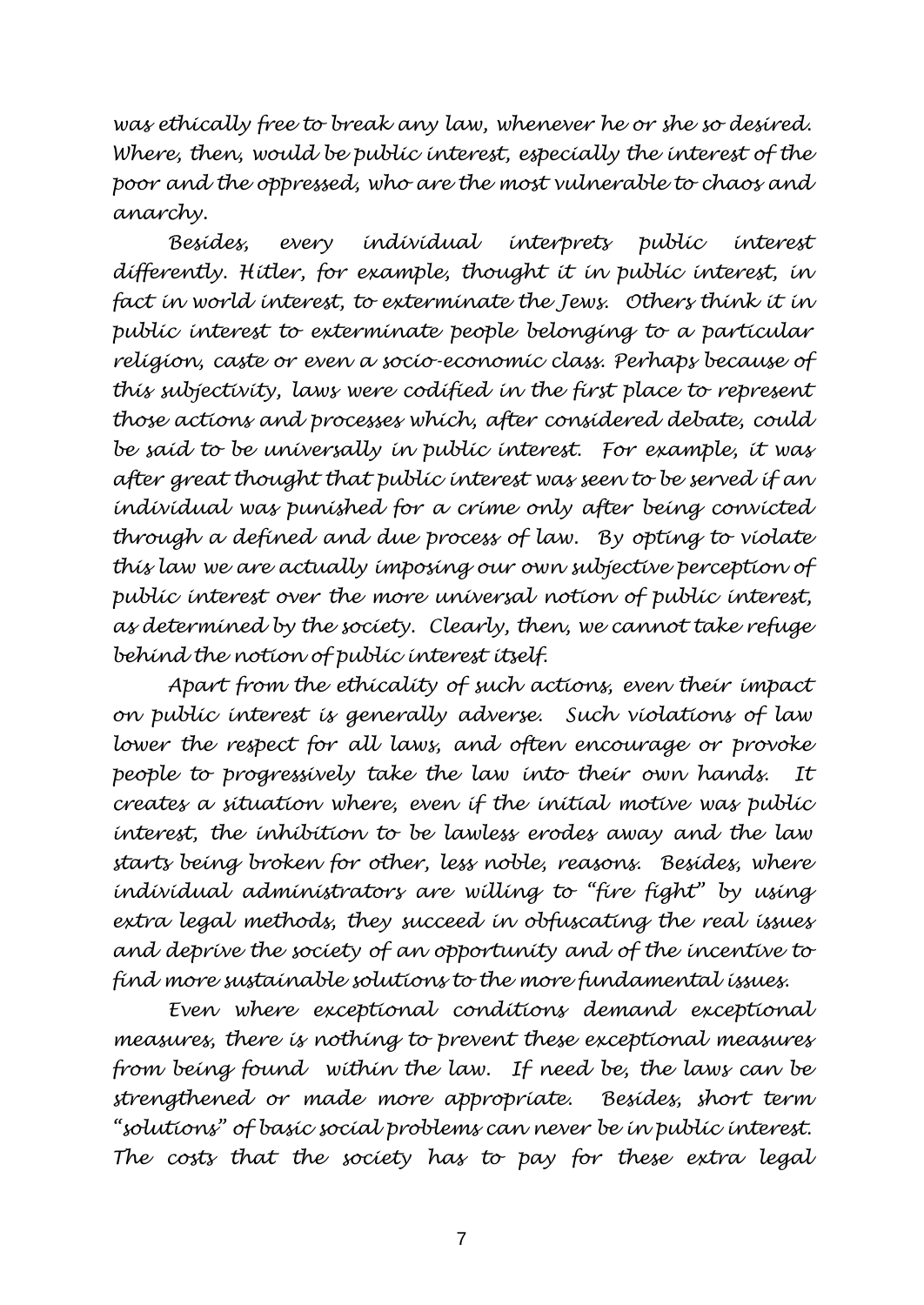*was ethically free to break any law, whenever he or she so desired. Where, then, would be public interest, especially the interest of the poor and the oppressed, who are the most vulnerable to chaos and anarchy.*

*Besides, every individual interprets public interest differently. Hitler, for example, thought it in public interest, in fact in world interest, to exterminate the Jews. Others think it in public interest to exterminate people belonging to a particular religion, caste or even a socio-economic class. Perhaps because of this subjectivity, laws were codified in the first place to represent those actions and processes which, after considered debate, could be said to be universally in public interest. For example, it was after great thought that public interest was seen to be served if an individual was punished for a crime only after being convicted through a defined and due process of law. By opting to violate this law we are actually imposing our own subjective perception of public interest over the more universal notion of public interest, as determined by the society. Clearly, then, we cannot take refuge behind the notion of public interest itself.*

*Apart from the ethicality of such actions, even their impact on public interest is generally adverse. Such violations of law lower the respect for all laws, and often encourage or provoke people to progressively take the law into their own hands. It creates a situation where, even if the initial motive was public interest, the inhibition to be lawless erodes away and the law starts being broken for other, less noble, reasons. Besides, where individual administrators are willing to "fire fight" by using extra legal methods, they succeed in obfuscating the real issues and deprive the society of an opportunity and of the incentive to find more sustainable solutions to the more fundamental issues.*

*Even where exceptional conditions demand exceptional measures, there is nothing to prevent these exceptional measures from being found within the law. If need be, the laws can be strengthened or made more appropriate. Besides, short term "solutions" of basic social problems can never be in public interest. The costs that the society has to pay for these extra legal*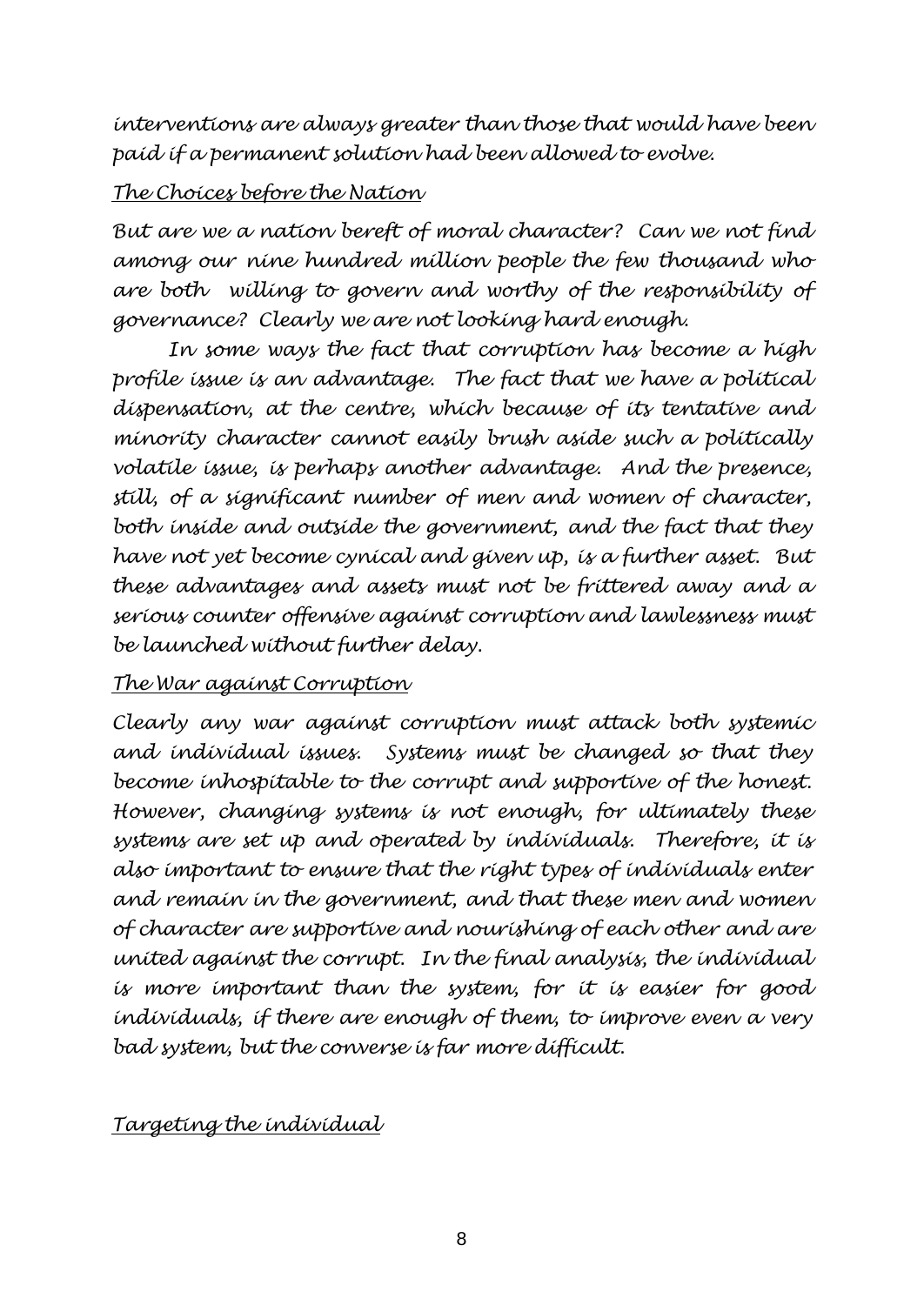interventions are always greater than those that would have been paid if a permanent solution had been allowed to evolve.

## The Choices before the Nation

But are we a nation bereft of moral character? Can we not find among our nine hundred million people the few thousand who are both willing to govern and worthy of the responsibility of governance? Clearly we are not looking hard enough.

In some ways the fact that corruption has become a high profile issue is an advantage. The fact that we have a political dispensation, at the centre, which because of its tentative and minority character cannot easily brush aside such a politically volatile issue, is perhaps another advantage. And the presence, still, of a significant number of men and women of character, both inside and outside the government, and the fact that they have not yet become cynical and given up, is a further asset. But these advantages and assets must not be frittered away and a serious counter offensive against corruption and lawlessness must be launched without further delay.

## The War against Corruption

Clearly any war against corruption must attack both systemic and individual issues. Systems must be changed so that they become inhospitable to the corrupt and supportive of the honest. However, changing systems is not enough, for ultimately these systems are set up and operated by individuals. Therefore, it is also important to ensure that the right types of individuals enter and remain in the government, and that these men and women of character are supportive and nourishing of each other and are united against the corrupt. In the final analysis, the individual is more important than the system, for it is easier for good individuals, if there are enough of them, to improve even a very bad system, but the converse is far more difficult.

## Targeting the individual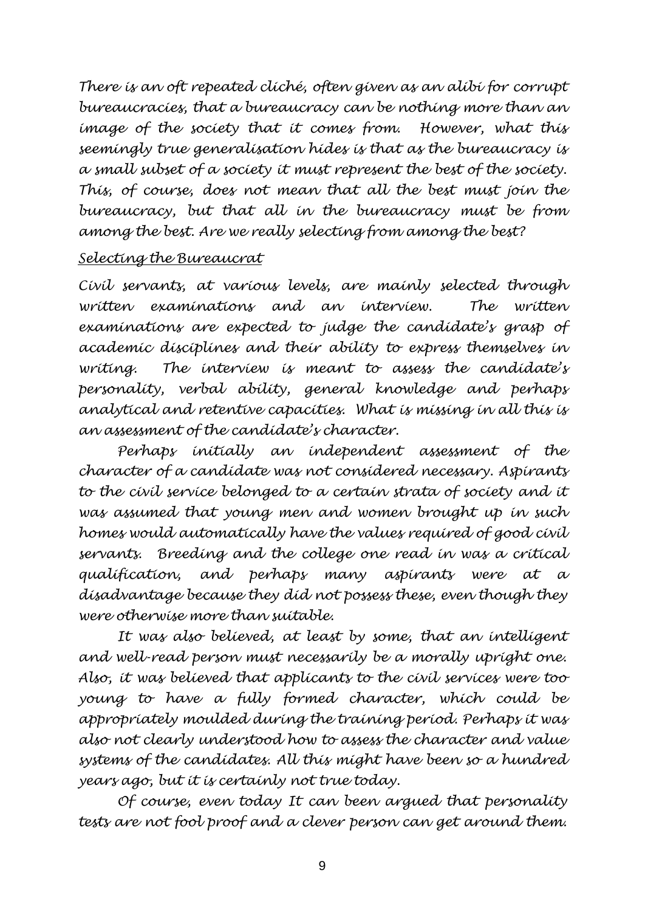*There is an oft repeated cliché, often given as an alibi for corrupt bureaucracies, that a bureaucracy can be nothing more than an image of the society that it comes from. However, what this seemingly true generalisation hides is that as the bureaucracy is a small subset of a society it must represent the best of the society. This, of course, does not mean that all the best must join the bureaucracy, but that all in the bureaucracy must be from among the best. Are we really selecting from among the best?*

## *Selecting the Bureaucrat*

*Civil servants, at various levels, are mainly selected through written examinations and an interview. The written examinations are expected to judge the candidate's grasp of academic disciplines and their ability to express themselves in writing. The interview is meant to assess the candidate's personality, verbal ability, general knowledge and perhaps analytical and retentive capacities. What is missing in all this is an assessment of the candidate's character.*

*Perhaps initially an independent assessment of the character of a candidate was not considered necessary. Aspirants to the civil service belonged to a certain strata of society and it was assumed that young men and women brought up in such homes would automatically have the values required of good civil servants. Breeding and the college one read in was a critical qualification, and perhaps many aspirants were at a disadvantage because they did not possess these, even though they were otherwise more than suitable.*

*It was also believed, at least by some, that an intelligent and well-read person must necessarily be a morally upright one. Also, it was believed that applicants to the civil services were too young to have a fully formed character, which could be appropriately moulded during the training period. Perhaps it was also not clearly understood how to assess the character and value systems of the candidates. All this might have been so a hundred years ago, but it is certainly not true today.*

*Of course, even today It can been argued that personality tests are not fool proof and a clever person can get around them.*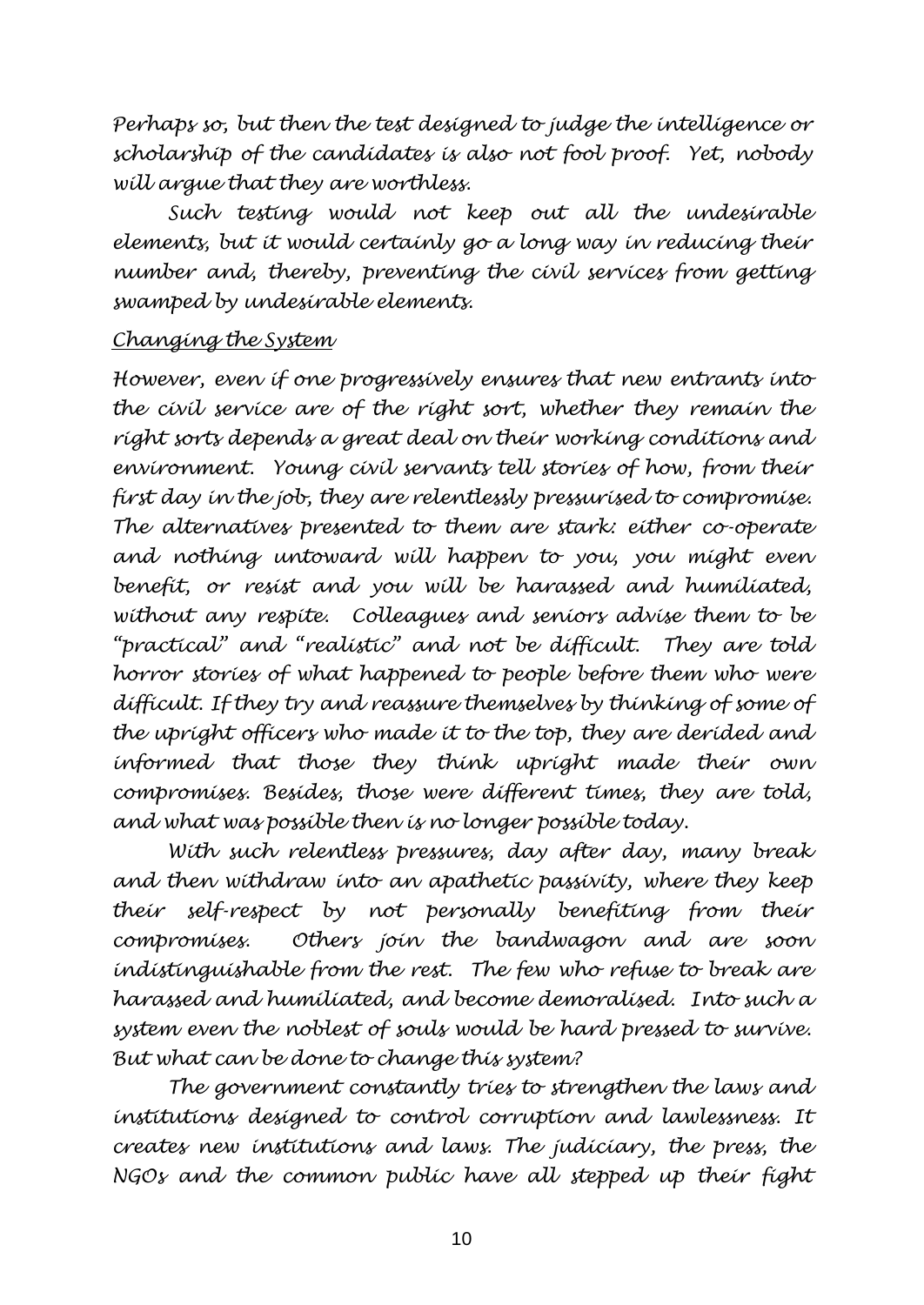*Perhaps so, but then the test designed to judge the intelligence or scholarship of the candidates is also not fool proof. Yet, nobody will argue that they are worthless.*

*Such testing would not keep out all the undesirable elements, but it would certainly go a long way in reducing their number and, thereby, preventing the civil services from getting swamped by undesirable elements.*

*Changing the System*

*However, even if one progressively ensures that new entrants into the civil service are of the right sort, whether they remain the right sorts depends a great deal on their working conditions and environment. Young civil servants tell stories of how, from their first day in the job, they are relentlessly pressurised to compromise. The alternatives presented to them are stark: either co-operate and nothing untoward will happen to you, you might even benefit, or resist and you will be harassed and humiliated, without any respite. Colleagues and seniors advise them to be "practical" and "realistic" and not be difficult. They are told horror stories of what happened to people before them who were difficult. If they try and reassure themselves by thinking of some of the upright officers who made it to the top, they are derided and informed that those they think upright made their own compromises. Besides, those were different times, they are told, and what was possible then is no longer possible today.*

*With such relentless pressures, day after day, many break and then withdraw into an apathetic passivity, where they keep their self-respect by not personally benefiting from their compromises. Others join the bandwagon and are soon indistinguishable from the rest. The few who refuse to break are harassed and humiliated, and become demoralised. Into such a system even the noblest of souls would be hard pressed to survive. But what can be done to change this system?*

*The government constantly tries to strengthen the laws and institutions designed to control corruption and lawlessness. It creates new institutions and laws. The judiciary, the press, the NGOs and the common public have all stepped up their fight*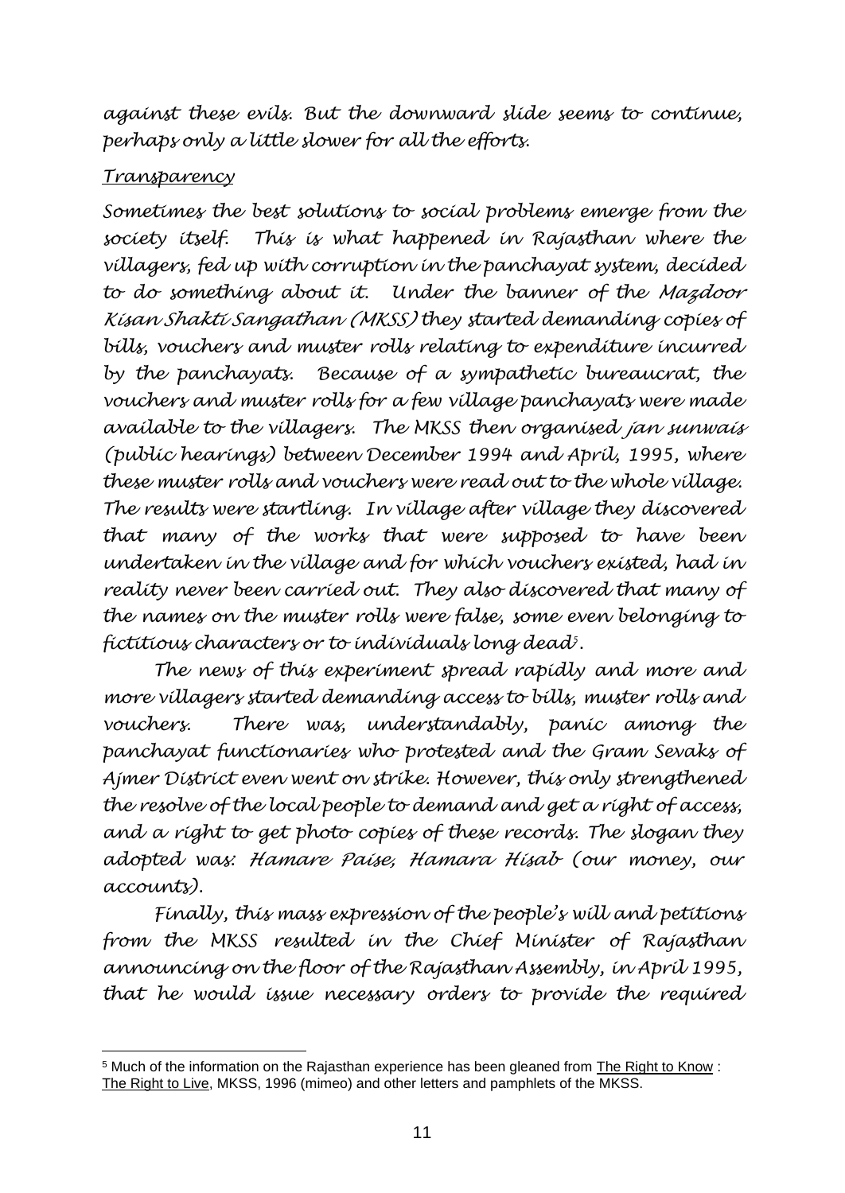*against these evils. But the downward slide seems to continue, perhaps only a little slower for all the efforts.*

*Transparency*

*Sometimes the best solutions to social problems emerge from the society itself. This is what happened in Rajasthan where the villagers, fed up with corruption in the panchayat system, decided to do something about it. Under the banner of the Mazdoor Kisan Shakti Sangathan (MKSS) they started demanding copies of bills, vouchers and muster rolls relating to expenditure incurred by the panchayats. Because of a sympathetic bureaucrat, the vouchers and muster rolls for a few village panchayats were made available to the villagers. The MKSS then organised jan sunwais (public hearings) between December 1994 and April, 1995, where these muster rolls and vouchers were read out to the whole village. The results were startling. In village after village they discovered that many of the works that were supposed to have been undertaken in the village and for which vouchers existed, had in reality never been carried out. They also discovered that many of the names on the muster rolls were false, some even belonging to fictitious characters or to individuals long dead*[5]*.*

*The news of this experiment spread rapidly and more and more villagers started demanding access to bills, muster rolls and vouchers. There was, understandably, panic among the panchayat functionaries who protested and the Gram Sevaks of Ajmer District even went on strike. However, this only strengthened the resolve of the local people to demand and get a right of access, and a right to get photo copies of these records. The slogan they adopted was: Hamare Paise, Hamara Hisab (our money, our accounts).*

*Finally, this mass expression of the people's will and petitions from the MKSS resulted in the Chief Minister of Rajasthan announcing on the floor of the Rajasthan Assembly, in April 1995, that he would issue necessary orders to provide the required*

---

[5] Much of the information on the Rajasthan experience has been gleaned from The Right to Know : The Right to Live, MKSS, 1996 (mimeo) and other letters and pamphlets of the MKSS.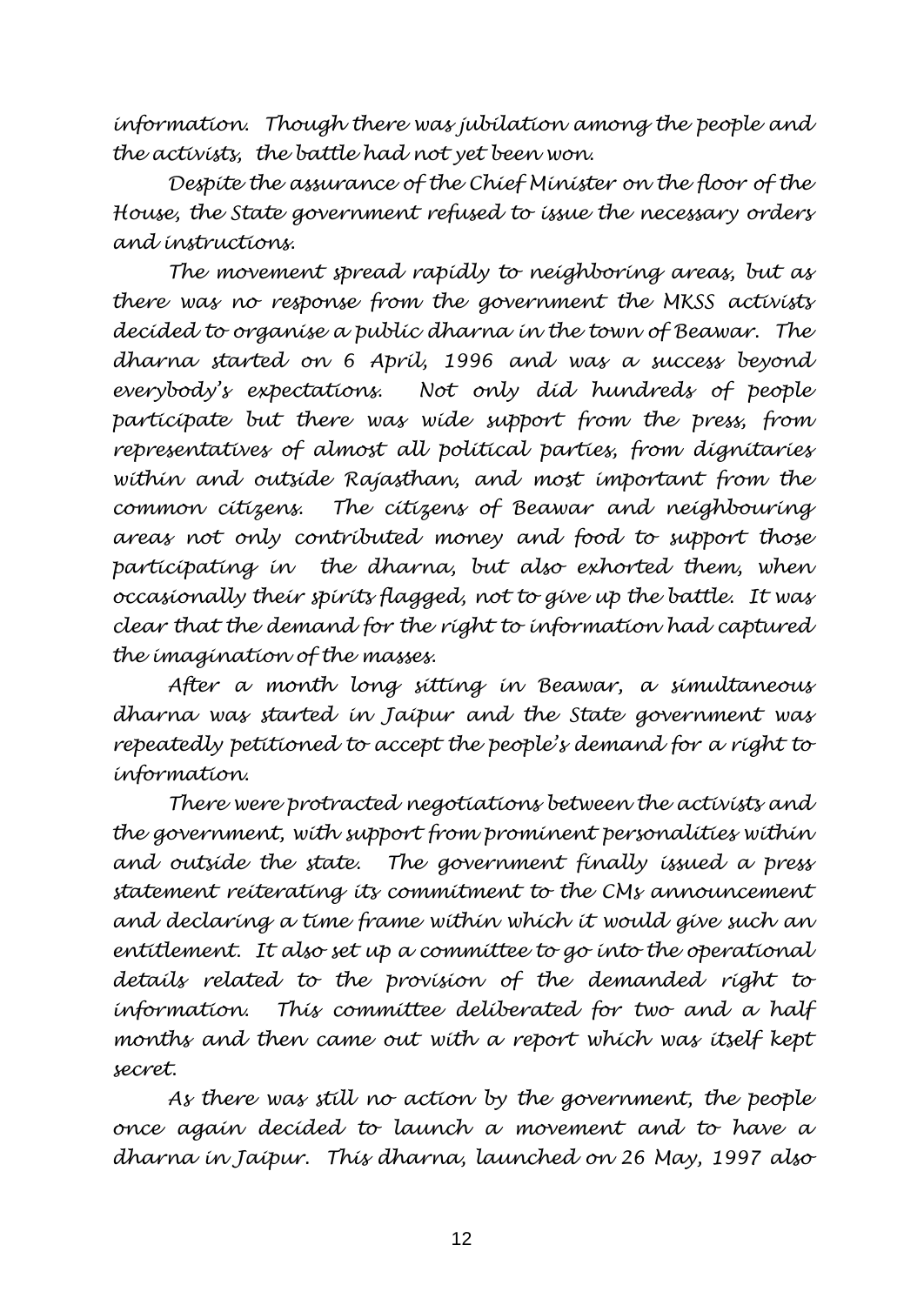information. Though there was jubilation among the people and the activists, the battle had not yet been won.

Despite the assurance of the Chief Minister on the floor of the House, the State government refused to issue the necessary orders and instructions.

The movement spread rapidly to neighboring areas, but as there was no response from the government the MKSS activists decided to organise a public dharna in the town of Beawar. The dharna started on 6 April, 1996 and was a success beyond everybody's expectations. Not only did hundreds of people participate but there was wide support from the press, from representatives of almost all political parties, from dignitaries within and outside Rajasthan, and most important from the common citizens. The citizens of Beawar and neighbouring areas not only contributed money and food to support those participating in the dharna, but also exhorted them, when occasionally their spirits flagged, not to give up the battle. It was clear that the demand for the right to information had captured the imagination of the masses.

After a month long sitting in Beawar, a simultaneous dharna was started in Jaipur and the State government was repeatedly petitioned to accept the people's demand for a right to information.

There were protracted negotiations between the activists and the government, with support from prominent personalities within and outside the state. The government finally issued a press statement reiterating its commitment to the CMs announcement and declaring a time frame within which it would give such an entitlement. It also set up a committee to go into the operational details related to the provision of the demanded right to information. This committee deliberated for two and a half months and then came out with a report which was itself kept secret.

As there was still no action by the government, the people once again decided to launch a movement and to have a dharna in Jaipur. This dharna, launched on 26 May, 1997 also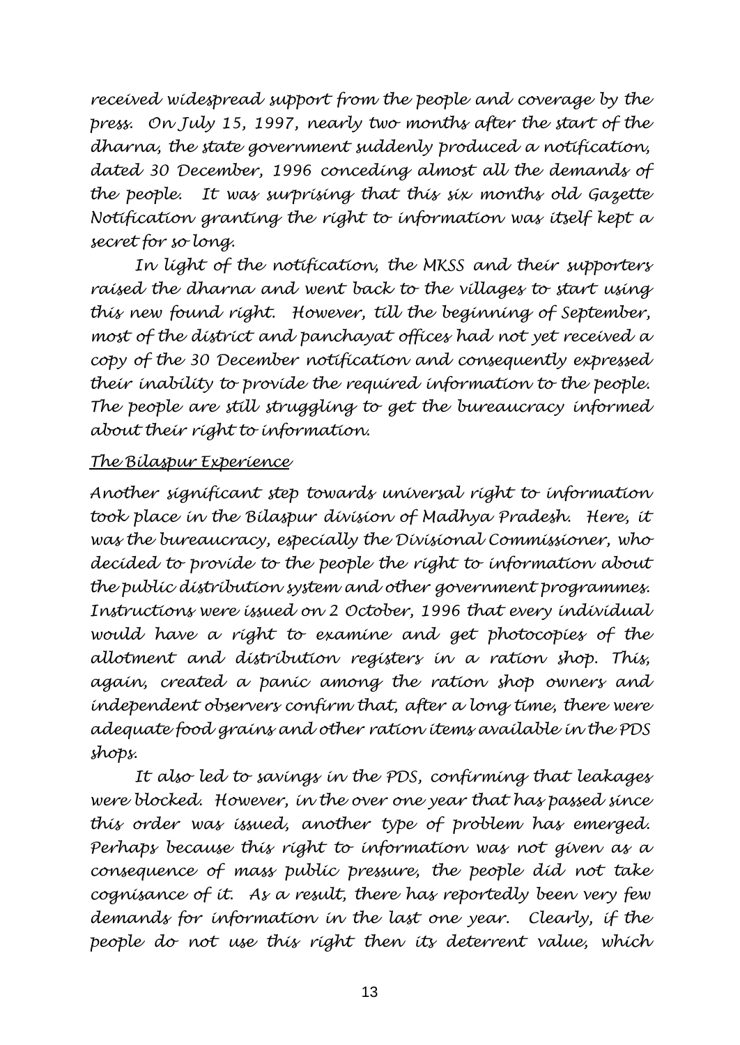*received widespread support from the people and coverage by the press. On July 15, 1997, nearly two months after the start of the dharna, the state government suddenly produced a notification, dated 30 December, 1996 conceding almost all the demands of the people. It was surprising that this six months old Gazette Notification granting the right to information was itself kept a secret for so long.*

*In light of the notification, the MKSS and their supporters raised the dharna and went back to the villages to start using this new found right. However, till the beginning of September, most of the district and panchayat offices had not yet received a copy of the 30 December notification and consequently expressed their inability to provide the required information to the people. The people are still struggling to get the bureaucracy informed about their right to information.*

<u>*The Bilaspur Experience*</u>

*Another significant step towards universal right to information took place in the Bilaspur division of Madhya Pradesh. Here, it was the bureaucracy, especially the Divisional Commissioner, who decided to provide to the people the right to information about the public distribution system and other government programmes. Instructions were issued on 2 October, 1996 that every individual would have a right to examine and get photocopies of the allotment and distribution registers in a ration shop. This, again, created a panic among the ration shop owners and independent observers confirm that, after a long time, there were adequate food grains and other ration items available in the PDS shops.*

*It also led to savings in the PDS, confirming that leakages were blocked. However, in the over one year that has passed since this order was issued, another type of problem has emerged. Perhaps because this right to information was not given as a consequence of mass public pressure, the people did not take cognisance of it. As a result, there has reportedly been very few demands for information in the last one year. Clearly, if the people do not use this right then its deterrent value, which*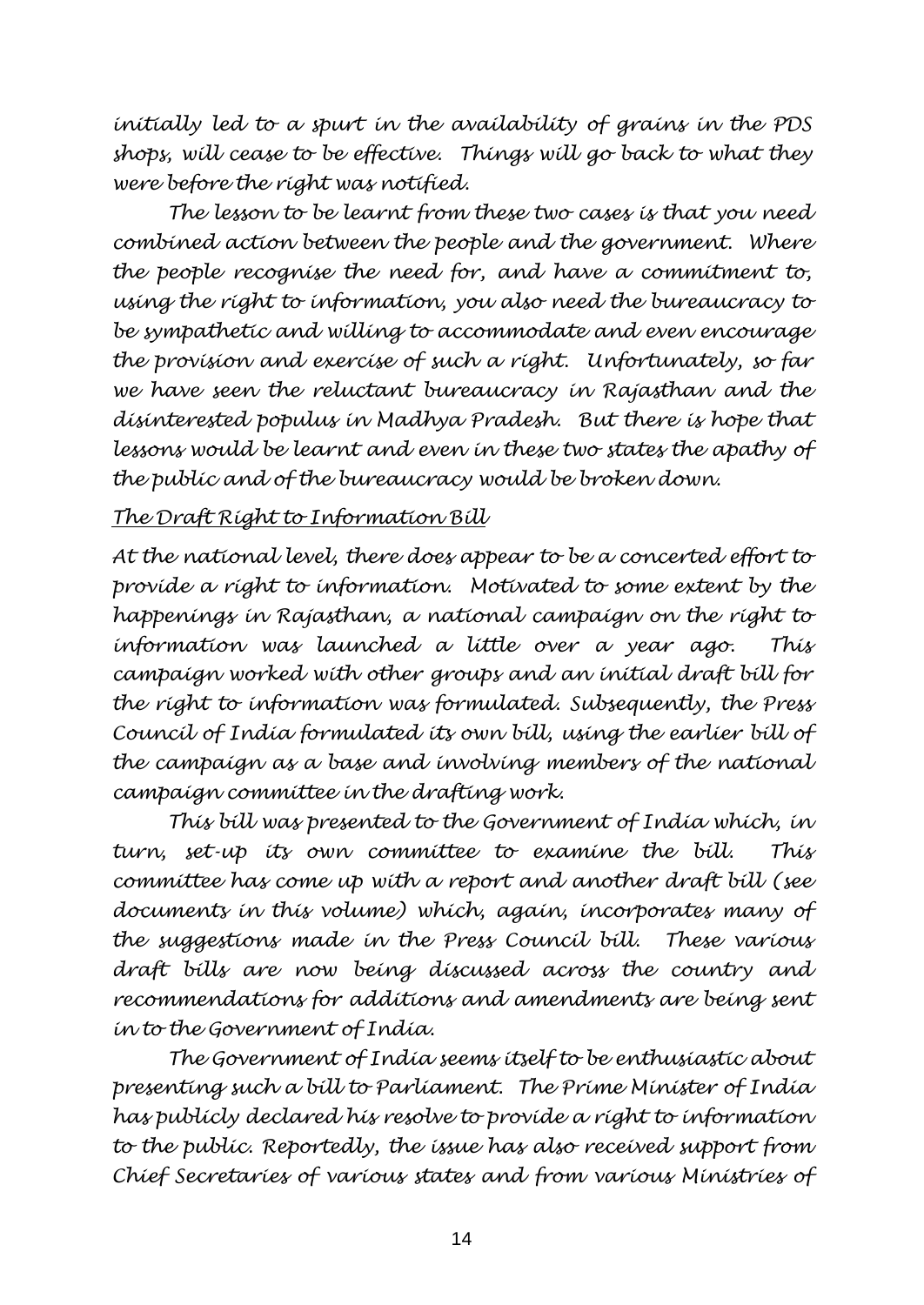*initially led to a spurt in the availability of grains in the PDS shops, will cease to be effective. Things will go back to what they were before the right was notified.*

*The lesson to be learnt from these two cases is that you need combined action between the people and the government. Where the people recognise the need for, and have a commitment to, using the right to information, you also need the bureaucracy to be sympathetic and willing to accommodate and even encourage the provision and exercise of such a right. Unfortunately, so far we have seen the reluctant bureaucracy in Rajasthan and the disinterested populus in Madhya Pradesh. But there is hope that lessons would be learnt and even in these two states the apathy of the public and of the bureaucracy would be broken down.*

## *The Draft Right to Information Bill*

*At the national level, there does appear to be a concerted effort to provide a right to information. Motivated to some extent by the happenings in Rajasthan, a national campaign on the right to information was launched a little over a year ago. This campaign worked with other groups and an initial draft bill for the right to information was formulated. Subsequently, the Press Council of India formulated its own bill, using the earlier bill of the campaign as a base and involving members of the national campaign committee in the drafting work.*

*This bill was presented to the Government of India which, in turn, set-up its own committee to examine the bill. This committee has come up with a report and another draft bill (see documents in this volume) which, again, incorporates many of the suggestions made in the Press Council bill. These various draft bills are now being discussed across the country and recommendations for additions and amendments are being sent in to the Government of India.*

*The Government of India seems itself to be enthusiastic about presenting such a bill to Parliament. The Prime Minister of India has publicly declared his resolve to provide a right to information to the public. Reportedly, the issue has also received support from Chief Secretaries of various states and from various Ministries of*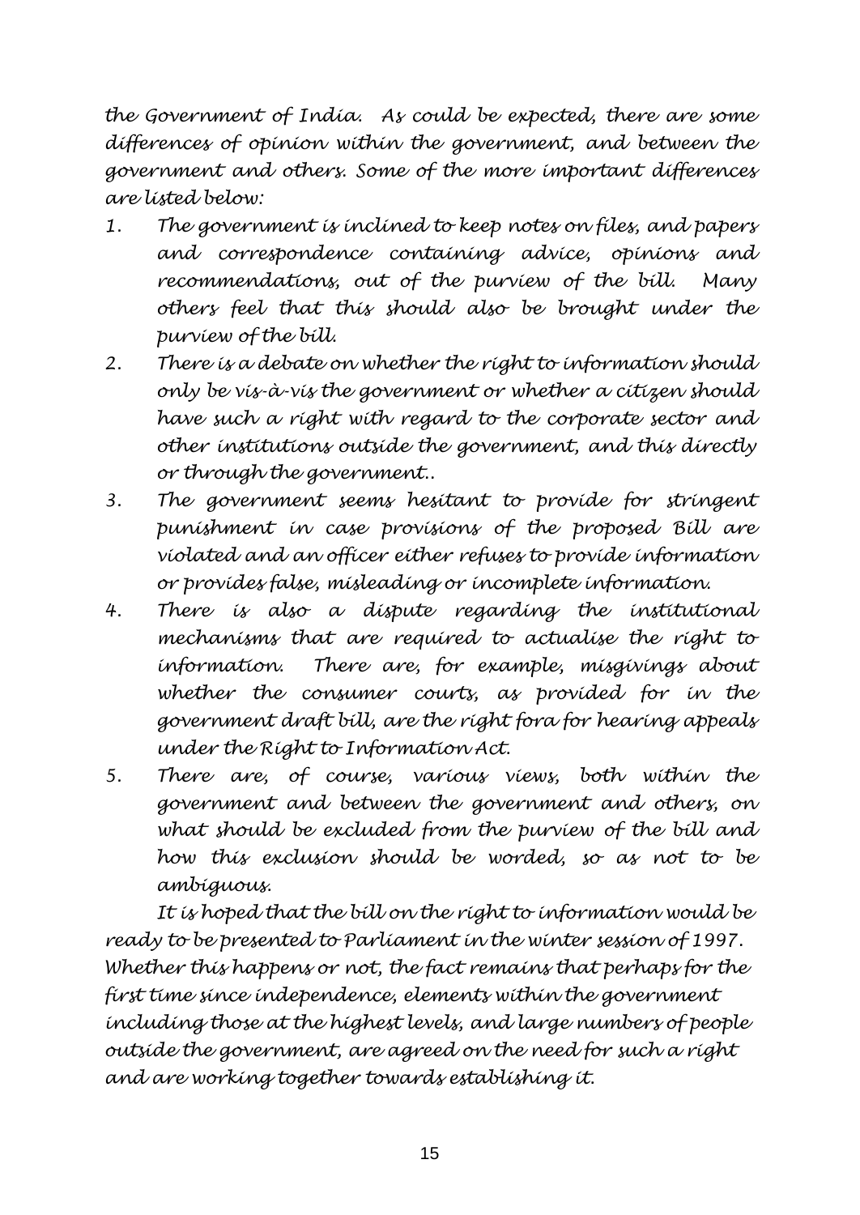*the Government of India. As could be expected, there are some differences of opinion within the government, and between the government and others. Some of the more important differences are listed below:*

1. *The government is inclined to keep notes on files, and papers and correspondence containing advice, opinions and recommendations, out of the purview of the bill. Many others feel that this should also be brought under the purview of the bill.*
2. *There is a debate on whether the right to information should only be vis-à-vis the government or whether a citizen should have such a right with regard to the corporate sector and other institutions outside the government, and this directly or through the government..*
3. *The government seems hesitant to provide for stringent punishment in case provisions of the proposed Bill are violated and an officer either refuses to provide information or provides false, misleading or incomplete information.*
4. *There is also a dispute regarding the institutional mechanisms that are required to actualise the right to information. There are, for example, misgivings about whether the consumer courts, as provided for in the government draft bill, are the right fora for hearing appeals under the Right to Information Act.*
5. *There are, of course, various views, both within the government and between the government and others, on what should be excluded from the purview of the bill and how this exclusion should be worded, so as not to be ambiguous.*

*It is hoped that the bill on the right to information would be ready to be presented to Parliament in the winter session of 1997. Whether this happens or not, the fact remains that perhaps for the first time since independence, elements within the government including those at the highest levels, and large numbers of people outside the government, are agreed on the need for such a right and are working together towards establishing it.*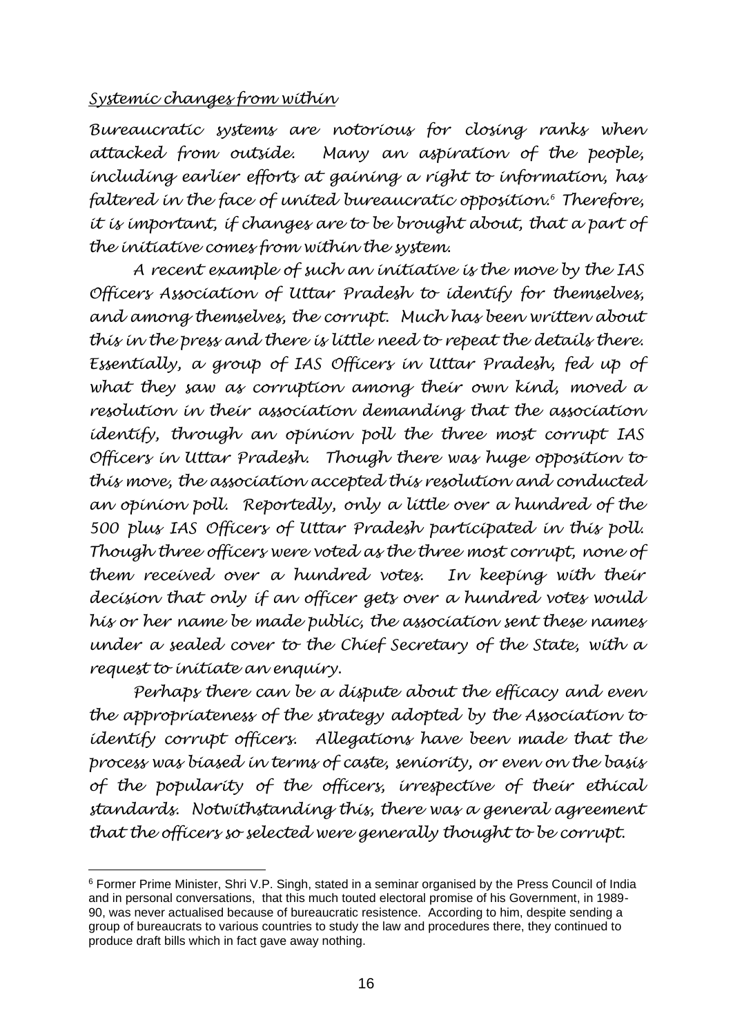*Systemic changes from within*

*Bureaucratic systems are notorious for closing ranks when attacked from outside. Many an aspiration of the people, including earlier efforts at gaining a right to information, has faltered in the face of united bureaucratic opposition.*[6] *Therefore, it is important, if changes are to be brought about, that a part of the initiative comes from within the system.*

*A recent example of such an initiative is the move by the IAS Officers Association of Uttar Pradesh to identify for themselves, and among themselves, the corrupt. Much has been written about this in the press and there is little need to repeat the details there. Essentially, a group of IAS Officers in Uttar Pradesh, fed up of what they saw as corruption among their own kind, moved a resolution in their association demanding that the association identify, through an opinion poll the three most corrupt IAS Officers in Uttar Pradesh. Though there was huge opposition to this move, the association accepted this resolution and conducted an opinion poll. Reportedly, only a little over a hundred of the 500 plus IAS Officers of Uttar Pradesh participated in this poll. Though three officers were voted as the three most corrupt, none of them received over a hundred votes. In keeping with their decision that only if an officer gets over a hundred votes would his or her name be made public, the association sent these names under a sealed cover to the Chief Secretary of the State, with a request to initiate an enquiry.*

*Perhaps there can be a dispute about the efficacy and even the appropriateness of the strategy adopted by the Association to identify corrupt officers. Allegations have been made that the process was biased in terms of caste, seniority, or even on the basis of the popularity of the officers, irrespective of their ethical standards. Notwithstanding this, there was a general agreement that the officers so selected were generally thought to be corrupt.*

---

[6] Former Prime Minister, Shri V.P. Singh, stated in a seminar organised by the Press Council of India and in personal conversations, that this much touted electoral promise of his Government, in 1989-90, was never actualised because of bureaucratic resistence. According to him, despite sending a group of bureaucrats to various countries to study the law and procedures there, they continued to produce draft bills which in fact gave away nothing.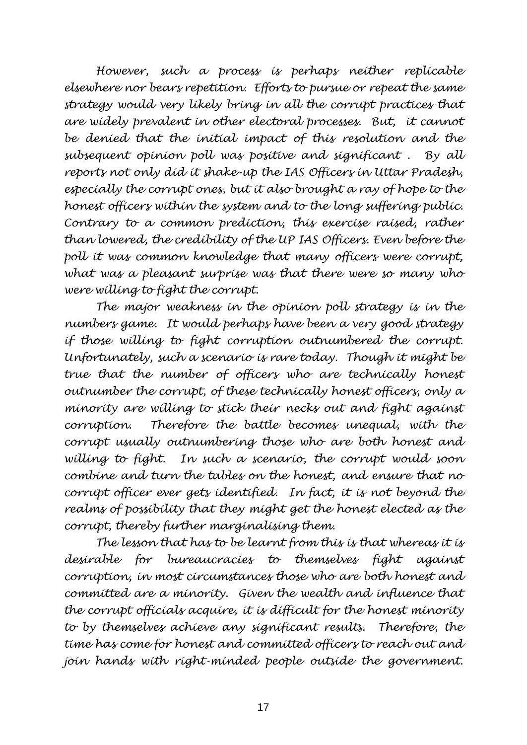*However, such a process is perhaps neither replicable elsewhere nor bears repetition. Efforts to pursue or repeat the same strategy would very likely bring in all the corrupt practices that are widely prevalent in other electoral processes. But, it cannot be denied that the initial impact of this resolution and the subsequent opinion poll was positive and significant . By all reports not only did it shake-up the IAS Officers in Uttar Pradesh, especially the corrupt ones, but it also brought a ray of hope to the honest officers within the system and to the long suffering public. Contrary to a common prediction, this exercise raised, rather than lowered, the credibility of the UP IAS Officers. Even before the poll it was common knowledge that many officers were corrupt, what was a pleasant surprise was that there were so many who were willing to fight the corrupt.*

*The major weakness in the opinion poll strategy is in the numbers game. It would perhaps have been a very good strategy if those willing to fight corruption outnumbered the corrupt. Unfortunately, such a scenario is rare today. Though it might be true that the number of officers who are technically honest outnumber the corrupt, of these technically honest officers, only a minority are willing to stick their necks out and fight against corruption. Therefore the battle becomes unequal, with the corrupt usually outnumbering those who are both honest and willing to fight. In such a scenario, the corrupt would soon combine and turn the tables on the honest, and ensure that no corrupt officer ever gets identified. In fact, it is not beyond the realms of possibility that they might get the honest elected as the corrupt, thereby further marginalising them.*

*The lesson that has to be learnt from this is that whereas it is desirable for bureaucracies to themselves fight against corruption, in most circumstances those who are both honest and committed are a minority. Given the wealth and influence that the corrupt officials acquire, it is difficult for the honest minority to by themselves achieve any significant results. Therefore, the time has come for honest and committed officers to reach out and join hands with right-minded people outside the government.*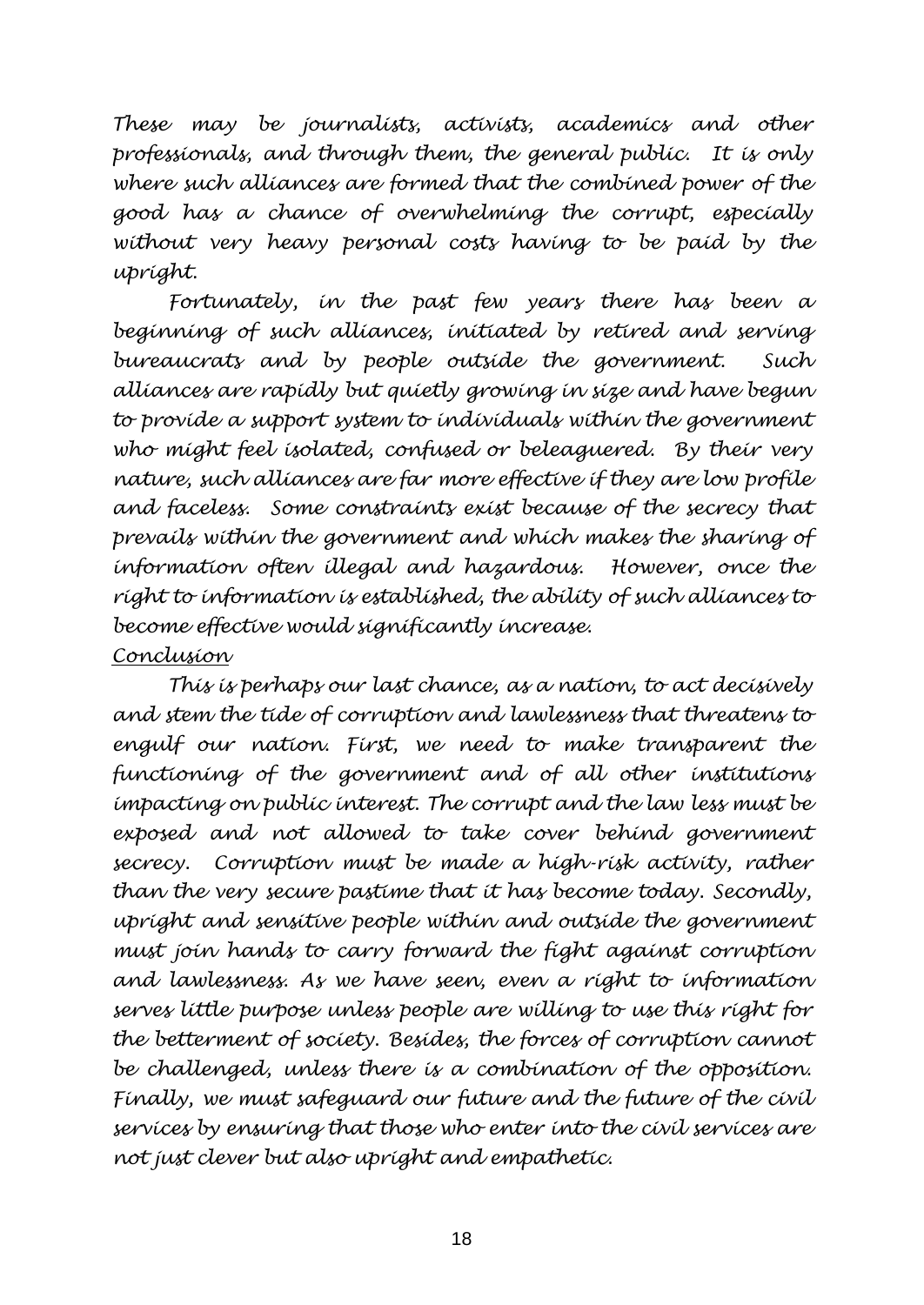*These may be journalists, activists, academics and other professionals, and through them, the general public. It is only where such alliances are formed that the combined power of the good has a chance of overwhelming the corrupt, especially without very heavy personal costs having to be paid by the upright.*

*Fortunately, in the past few years there has been a beginning of such alliances, initiated by retired and serving bureaucrats and by people outside the government. Such alliances are rapidly but quietly growing in size and have begun to provide a support system to individuals within the government who might feel isolated, confused or beleaguered. By their very nature, such alliances are far more effective if they are low profile and faceless. Some constraints exist because of the secrecy that prevails within the government and which makes the sharing of information often illegal and hazardous. However, once the right to information is established, the ability of such alliances to become effective would significantly increase.*

***<u>Conclusion</u>***

*This is perhaps our last chance, as a nation, to act decisively and stem the tide of corruption and lawlessness that threatens to engulf our nation. First, we need to make transparent the functioning of the government and of all other institutions impacting on public interest. The corrupt and the law less must be exposed and not allowed to take cover behind government secrecy. Corruption must be made a high-risk activity, rather than the very secure pastime that it has become today. Secondly, upright and sensitive people within and outside the government must join hands to carry forward the fight against corruption and lawlessness. As we have seen, even a right to information serves little purpose unless people are willing to use this right for the betterment of society. Besides, the forces of corruption cannot be challenged, unless there is a combination of the opposition. Finally, we must safeguard our future and the future of the civil services by ensuring that those who enter into the civil services are not just clever but also upright and empathetic.*